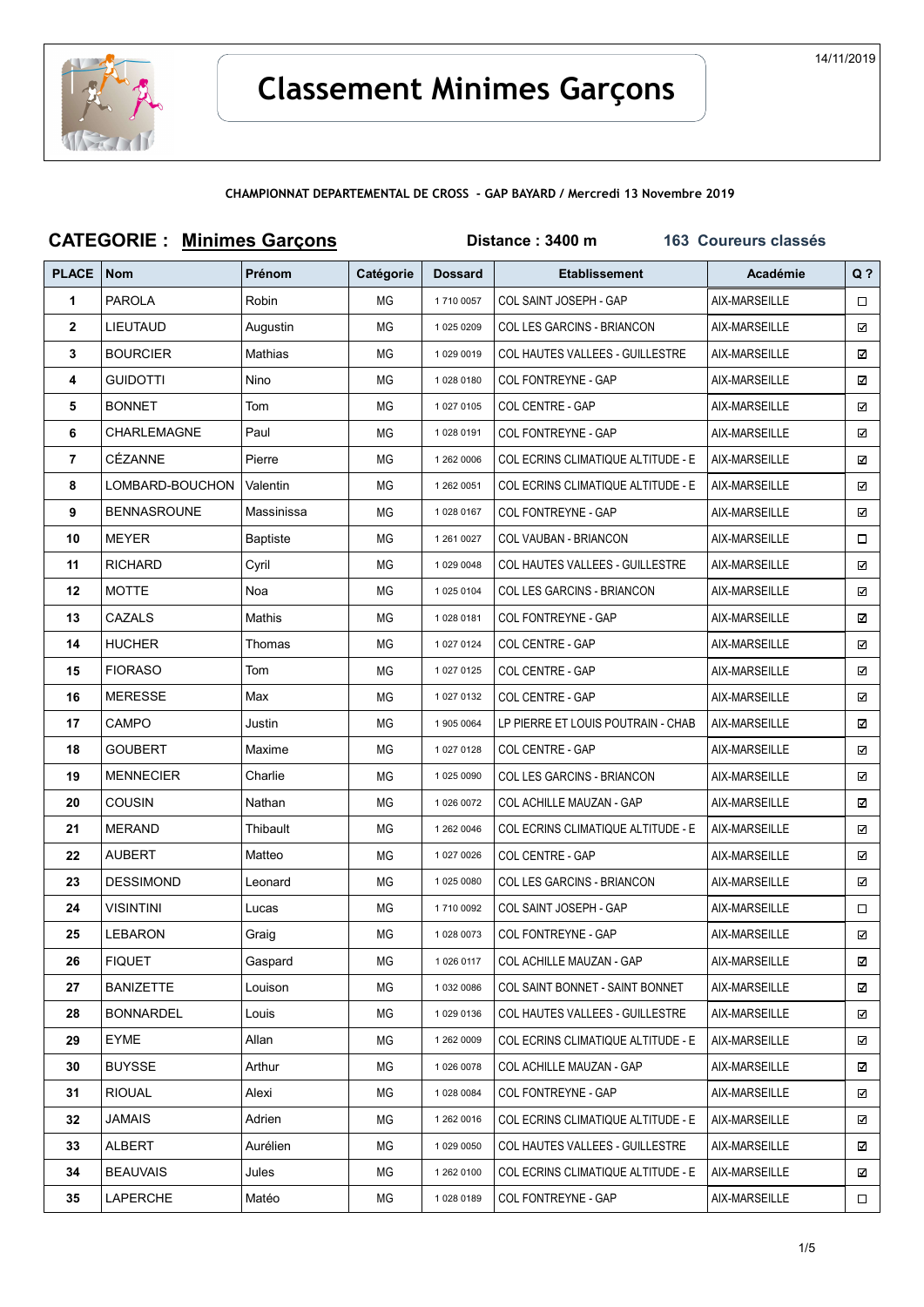14/11/2019

# Classement Minimes Garçons

**CHAMPIONNAT DEPARTEMENTAL DE CROSS - GAP BAYARD / Mercredi 13 Novembre 2019**

## CATEGORIE : Minimes Garçons — Distance : 3400 m — 163 Coureurs classés

| PLACE | Nom | Prénom | Catégorie | Dossard | Etablissement | Académie | Q ? |
|---|---|---|---|---|---|---|---|
| 1 | PAROLA | Robin | MG | 1 710 0057 | COL SAINT JOSEPH - GAP | AIX-MARSEILLE | ☐ |
| 2 | LIEUTAUD | Augustin | MG | 1 025 0209 | COL LES GARCINS - BRIANCON | AIX-MARSEILLE | ☑ |
| 3 | BOURCIER | Mathias | MG | 1 029 0019 | COL HAUTES VALLEES - GUILLESTRE | AIX-MARSEILLE | ☑ |
| 4 | GUIDOTTI | Nino | MG | 1 028 0180 | COL FONTREYNE - GAP | AIX-MARSEILLE | ☑ |
| 5 | BONNET | Tom | MG | 1 027 0105 | COL CENTRE - GAP | AIX-MARSEILLE | ☑ |
| 6 | CHARLEMAGNE | Paul | MG | 1 028 0191 | COL FONTREYNE - GAP | AIX-MARSEILLE | ☑ |
| 7 | CÉZANNE | Pierre | MG | 1 262 0006 | COL ECRINS CLIMATIQUE ALTITUDE - E | AIX-MARSEILLE | ☑ |
| 8 | LOMBARD-BOUCHON | Valentin | MG | 1 262 0051 | COL ECRINS CLIMATIQUE ALTITUDE - E | AIX-MARSEILLE | ☑ |
| 9 | BENNASROUNE | Massinissa | MG | 1 028 0167 | COL FONTREYNE - GAP | AIX-MARSEILLE | ☑ |
| 10 | MEYER | Baptiste | MG | 1 261 0027 | COL VAUBAN - BRIANCON | AIX-MARSEILLE | ☐ |
| 11 | RICHARD | Cyril | MG | 1 029 0048 | COL HAUTES VALLEES - GUILLESTRE | AIX-MARSEILLE | ☑ |
| 12 | MOTTE | Noa | MG | 1 025 0104 | COL LES GARCINS - BRIANCON | AIX-MARSEILLE | ☑ |
| 13 | CAZALS | Mathis | MG | 1 028 0181 | COL FONTREYNE - GAP | AIX-MARSEILLE | ☑ |
| 14 | HUCHER | Thomas | MG | 1 027 0124 | COL CENTRE - GAP | AIX-MARSEILLE | ☑ |
| 15 | FIORASO | Tom | MG | 1 027 0125 | COL CENTRE - GAP | AIX-MARSEILLE | ☑ |
| 16 | MERESSE | Max | MG | 1 027 0132 | COL CENTRE - GAP | AIX-MARSEILLE | ☑ |
| 17 | CAMPO | Justin | MG | 1 905 0064 | LP PIERRE ET LOUIS POUTRAIN - CHAB | AIX-MARSEILLE | ☑ |
| 18 | GOUBERT | Maxime | MG | 1 027 0128 | COL CENTRE - GAP | AIX-MARSEILLE | ☑ |
| 19 | MENNECIER | Charlie | MG | 1 025 0090 | COL LES GARCINS - BRIANCON | AIX-MARSEILLE | ☑ |
| 20 | COUSIN | Nathan | MG | 1 026 0072 | COL ACHILLE MAUZAN - GAP | AIX-MARSEILLE | ☑ |
| 21 | MERAND | Thibault | MG | 1 262 0046 | COL ECRINS CLIMATIQUE ALTITUDE - E | AIX-MARSEILLE | ☑ |
| 22 | AUBERT | Matteo | MG | 1 027 0026 | COL CENTRE - GAP | AIX-MARSEILLE | ☑ |
| 23 | DESSIMOND | Leonard | MG | 1 025 0080 | COL LES GARCINS - BRIANCON | AIX-MARSEILLE | ☑ |
| 24 | VISINTINI | Lucas | MG | 1 710 0092 | COL SAINT JOSEPH - GAP | AIX-MARSEILLE | ☐ |
| 25 | LEBARON | Graig | MG | 1 028 0073 | COL FONTREYNE - GAP | AIX-MARSEILLE | ☑ |
| 26 | FIQUET | Gaspard | MG | 1 026 0117 | COL ACHILLE MAUZAN - GAP | AIX-MARSEILLE | ☑ |
| 27 | BANIZETTE | Louison | MG | 1 032 0086 | COL SAINT BONNET - SAINT BONNET | AIX-MARSEILLE | ☑ |
| 28 | BONNARDEL | Louis | MG | 1 029 0136 | COL HAUTES VALLEES - GUILLESTRE | AIX-MARSEILLE | ☑ |
| 29 | EYME | Allan | MG | 1 262 0009 | COL ECRINS CLIMATIQUE ALTITUDE - E | AIX-MARSEILLE | ☑ |
| 30 | BUYSSE | Arthur | MG | 1 026 0078 | COL ACHILLE MAUZAN - GAP | AIX-MARSEILLE | ☑ |
| 31 | RIOUAL | Alexi | MG | 1 028 0084 | COL FONTREYNE - GAP | AIX-MARSEILLE | ☑ |
| 32 | JAMAIS | Adrien | MG | 1 262 0016 | COL ECRINS CLIMATIQUE ALTITUDE - E | AIX-MARSEILLE | ☑ |
| 33 | ALBERT | Aurélien | MG | 1 029 0050 | COL HAUTES VALLEES - GUILLESTRE | AIX-MARSEILLE | ☑ |
| 34 | BEAUVAIS | Jules | MG | 1 262 0100 | COL ECRINS CLIMATIQUE ALTITUDE - E | AIX-MARSEILLE | ☑ |
| 35 | LAPERCHE | Matéo | MG | 1 028 0189 | COL FONTREYNE - GAP | AIX-MARSEILLE | ☐ |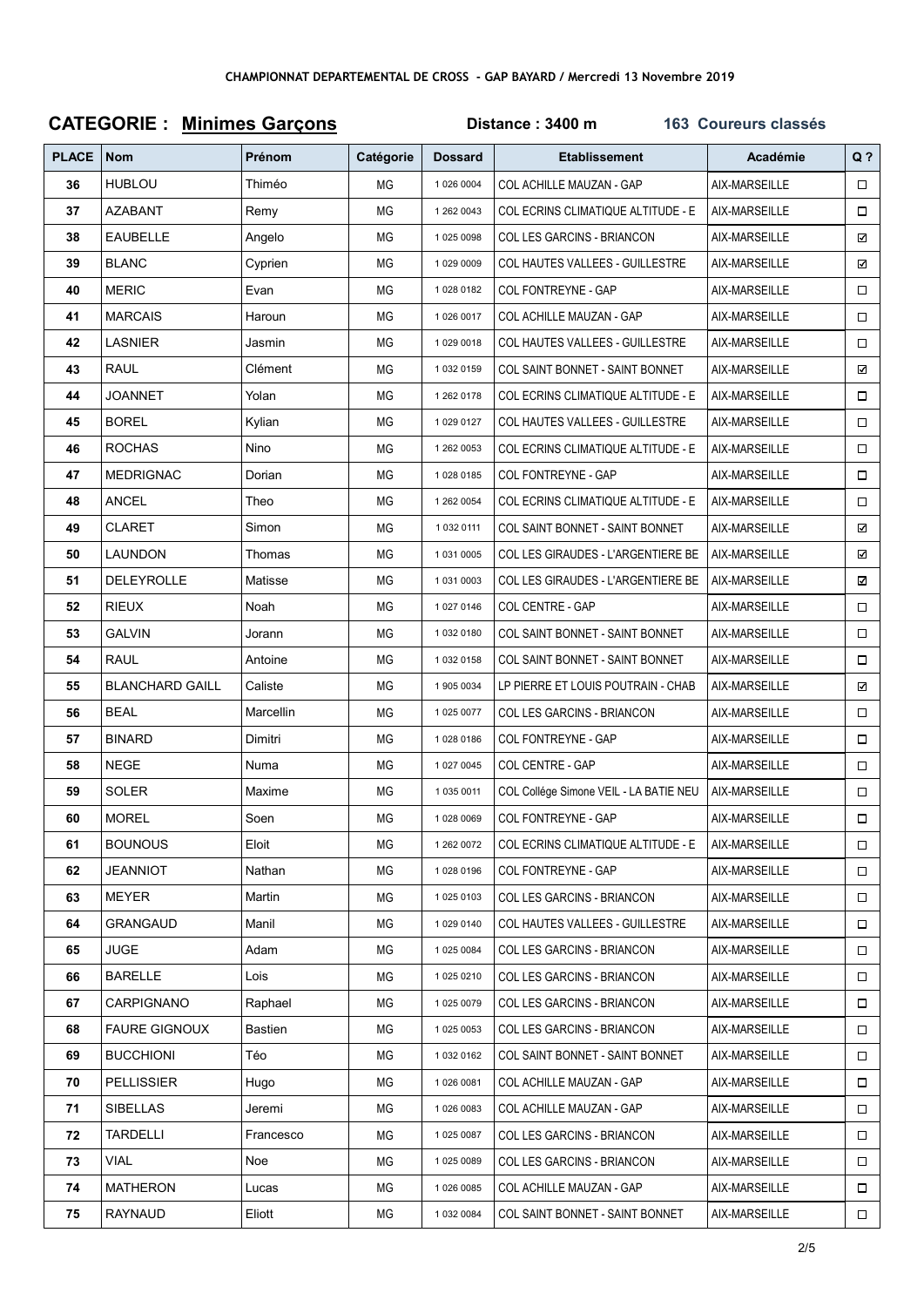**CHAMPIONNAT DEPARTEMENTAL DE CROSS - GAP BAYARD / Mercredi 13 Novembre 2019**

## CATEGORIE : Minimes Garçons

**Distance : 3400 m** | **163 Coureurs classés**

| PLACE | Nom | Prénom | Catégorie | Dossard | Etablissement | Académie | Q ? |
|---|---|---|---|---|---|---|---|
| 36 | HUBLOU | Thiméo | MG | 1 026 0004 | COL ACHILLE MAUZAN - GAP | AIX-MARSEILLE | ☐ |
| 37 | AZABANT | Remy | MG | 1 262 0043 | COL ECRINS CLIMATIQUE ALTITUDE - E | AIX-MARSEILLE | ☐ |
| 38 | EAUBELLE | Angelo | MG | 1 025 0098 | COL LES GARCINS - BRIANCON | AIX-MARSEILLE | ☑ |
| 39 | BLANC | Cyprien | MG | 1 029 0009 | COL HAUTES VALLEES - GUILLESTRE | AIX-MARSEILLE | ☑ |
| 40 | MERIC | Evan | MG | 1 028 0182 | COL FONTREYNE - GAP | AIX-MARSEILLE | ☐ |
| 41 | MARCAIS | Haroun | MG | 1 026 0017 | COL ACHILLE MAUZAN - GAP | AIX-MARSEILLE | ☐ |
| 42 | LASNIER | Jasmin | MG | 1 029 0018 | COL HAUTES VALLEES - GUILLESTRE | AIX-MARSEILLE | ☐ |
| 43 | RAUL | Clément | MG | 1 032 0159 | COL SAINT BONNET - SAINT BONNET | AIX-MARSEILLE | ☑ |
| 44 | JOANNET | Yolan | MG | 1 262 0178 | COL ECRINS CLIMATIQUE ALTITUDE - E | AIX-MARSEILLE | ☐ |
| 45 | BOREL | Kylian | MG | 1 029 0127 | COL HAUTES VALLEES - GUILLESTRE | AIX-MARSEILLE | ☐ |
| 46 | ROCHAS | Nino | MG | 1 262 0053 | COL ECRINS CLIMATIQUE ALTITUDE - E | AIX-MARSEILLE | ☐ |
| 47 | MEDRIGNAC | Dorian | MG | 1 028 0185 | COL FONTREYNE - GAP | AIX-MARSEILLE | ☐ |
| 48 | ANCEL | Theo | MG | 1 262 0054 | COL ECRINS CLIMATIQUE ALTITUDE - E | AIX-MARSEILLE | ☐ |
| 49 | CLARET | Simon | MG | 1 032 0111 | COL SAINT BONNET - SAINT BONNET | AIX-MARSEILLE | ☑ |
| 50 | LAUNDON | Thomas | MG | 1 031 0005 | COL LES GIRAUDES - L'ARGENTIERE BE | AIX-MARSEILLE | ☑ |
| 51 | DELEYROLLE | Matisse | MG | 1 031 0003 | COL LES GIRAUDES - L'ARGENTIERE BE | AIX-MARSEILLE | ☑ |
| 52 | RIEUX | Noah | MG | 1 027 0146 | COL CENTRE - GAP | AIX-MARSEILLE | ☐ |
| 53 | GALVIN | Jorann | MG | 1 032 0180 | COL SAINT BONNET - SAINT BONNET | AIX-MARSEILLE | ☐ |
| 54 | RAUL | Antoine | MG | 1 032 0158 | COL SAINT BONNET - SAINT BONNET | AIX-MARSEILLE | ☐ |
| 55 | BLANCHARD GAILL | Caliste | MG | 1 905 0034 | LP PIERRE ET LOUIS POUTRAIN - CHAB | AIX-MARSEILLE | ☑ |
| 56 | BEAL | Marcellin | MG | 1 025 0077 | COL LES GARCINS - BRIANCON | AIX-MARSEILLE | ☐ |
| 57 | BINARD | Dimitri | MG | 1 028 0186 | COL FONTREYNE - GAP | AIX-MARSEILLE | ☐ |
| 58 | NEGE | Numa | MG | 1 027 0045 | COL CENTRE - GAP | AIX-MARSEILLE | ☐ |
| 59 | SOLER | Maxime | MG | 1 035 0011 | COL Collége Simone VEIL - LA BATIE NEU | AIX-MARSEILLE | ☐ |
| 60 | MOREL | Soen | MG | 1 028 0069 | COL FONTREYNE - GAP | AIX-MARSEILLE | ☐ |
| 61 | BOUNOUS | Eloit | MG | 1 262 0072 | COL ECRINS CLIMATIQUE ALTITUDE - E | AIX-MARSEILLE | ☐ |
| 62 | JEANNIOT | Nathan | MG | 1 028 0196 | COL FONTREYNE - GAP | AIX-MARSEILLE | ☐ |
| 63 | MEYER | Martin | MG | 1 025 0103 | COL LES GARCINS - BRIANCON | AIX-MARSEILLE | ☐ |
| 64 | GRANGAUD | Manil | MG | 1 029 0140 | COL HAUTES VALLEES - GUILLESTRE | AIX-MARSEILLE | ☐ |
| 65 | JUGE | Adam | MG | 1 025 0084 | COL LES GARCINS - BRIANCON | AIX-MARSEILLE | ☐ |
| 66 | BARELLE | Lois | MG | 1 025 0210 | COL LES GARCINS - BRIANCON | AIX-MARSEILLE | ☐ |
| 67 | CARPIGNANO | Raphael | MG | 1 025 0079 | COL LES GARCINS - BRIANCON | AIX-MARSEILLE | ☐ |
| 68 | FAURE GIGNOUX | Bastien | MG | 1 025 0053 | COL LES GARCINS - BRIANCON | AIX-MARSEILLE | ☐ |
| 69 | BUCCHIONI | Téo | MG | 1 032 0162 | COL SAINT BONNET - SAINT BONNET | AIX-MARSEILLE | ☐ |
| 70 | PELLISSIER | Hugo | MG | 1 026 0081 | COL ACHILLE MAUZAN - GAP | AIX-MARSEILLE | ☐ |
| 71 | SIBELLAS | Jeremi | MG | 1 026 0083 | COL ACHILLE MAUZAN - GAP | AIX-MARSEILLE | ☐ |
| 72 | TARDELLI | Francesco | MG | 1 025 0087 | COL LES GARCINS - BRIANCON | AIX-MARSEILLE | ☐ |
| 73 | VIAL | Noe | MG | 1 025 0089 | COL LES GARCINS - BRIANCON | AIX-MARSEILLE | ☐ |
| 74 | MATHERON | Lucas | MG | 1 026 0085 | COL ACHILLE MAUZAN - GAP | AIX-MARSEILLE | ☐ |
| 75 | RAYNAUD | Eliott | MG | 1 032 0084 | COL SAINT BONNET - SAINT BONNET | AIX-MARSEILLE | ☐ |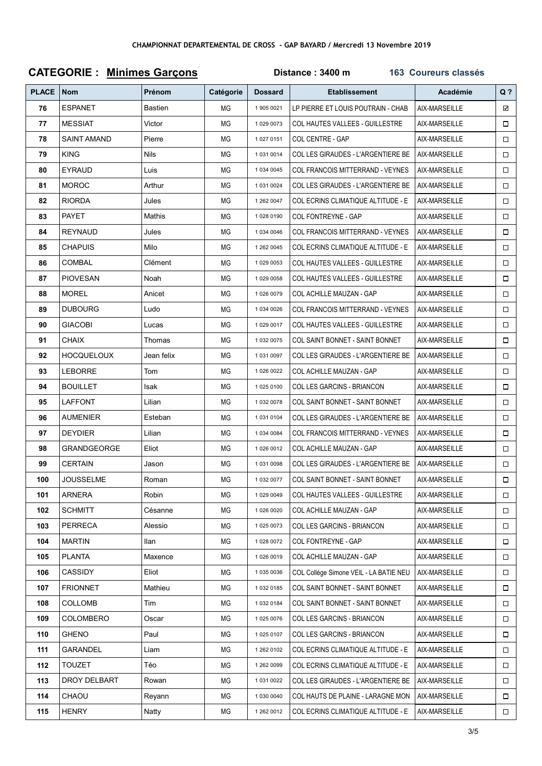**CHAMPIONNAT DEPARTEMENTAL DE CROSS - GAP BAYARD / Mercredi 13 Novembre 2019**

## CATEGORIE : Minimes Garçons    Distance : 3400 m    163 Coureurs classés

| PLACE | Nom | Prénom | Catégorie | Dossard | Etablissement | Académie | Q ? |
|---|---|---|---|---|---|---|---|
| 76 | ESPANET | Bastien | MG | 1 905 0021 | LP PIERRE ET LOUIS POUTRAIN - CHAB | AIX-MARSEILLE | ☑ |
| 77 | MESSIAT | Victor | MG | 1 029 0073 | COL HAUTES VALLEES - GUILLESTRE | AIX-MARSEILLE | ☐ |
| 78 | SAINT AMAND | Pierre | MG | 1 027 0151 | COL CENTRE - GAP | AIX-MARSEILLE | ☐ |
| 79 | KING | Nils | MG | 1 031 0014 | COL LES GIRAUDES - L'ARGENTIERE BE | AIX-MARSEILLE | ☐ |
| 80 | EYRAUD | Luis | MG | 1 034 0045 | COL FRANCOIS MITTERRAND - VEYNES | AIX-MARSEILLE | ☐ |
| 81 | MOROC | Arthur | MG | 1 031 0024 | COL LES GIRAUDES - L'ARGENTIERE BE | AIX-MARSEILLE | ☐ |
| 82 | RIORDA | Jules | MG | 1 262 0047 | COL ECRINS CLIMATIQUE ALTITUDE - E | AIX-MARSEILLE | ☐ |
| 83 | PAYET | Mathis | MG | 1 028 0190 | COL FONTREYNE - GAP | AIX-MARSEILLE | ☐ |
| 84 | REYNAUD | Jules | MG | 1 034 0046 | COL FRANCOIS MITTERRAND - VEYNES | AIX-MARSEILLE | ☐ |
| 85 | CHAPUIS | Milo | MG | 1 262 0045 | COL ECRINS CLIMATIQUE ALTITUDE - E | AIX-MARSEILLE | ☐ |
| 86 | COMBAL | Clément | MG | 1 029 0053 | COL HAUTES VALLEES - GUILLESTRE | AIX-MARSEILLE | ☐ |
| 87 | PIOVESAN | Noah | MG | 1 029 0058 | COL HAUTES VALLEES - GUILLESTRE | AIX-MARSEILLE | ☐ |
| 88 | MOREL | Anicet | MG | 1 026 0079 | COL ACHILLE MAUZAN - GAP | AIX-MARSEILLE | ☐ |
| 89 | DUBOURG | Ludo | MG | 1 034 0026 | COL FRANCOIS MITTERRAND - VEYNES | AIX-MARSEILLE | ☐ |
| 90 | GIACOBI | Lucas | MG | 1 029 0017 | COL HAUTES VALLEES - GUILLESTRE | AIX-MARSEILLE | ☐ |
| 91 | CHAIX | Thomas | MG | 1 032 0075 | COL SAINT BONNET - SAINT BONNET | AIX-MARSEILLE | ☐ |
| 92 | HOCQUELOUX | Jean felix | MG | 1 031 0097 | COL LES GIRAUDES - L'ARGENTIERE BE | AIX-MARSEILLE | ☐ |
| 93 | LEBORRE | Tom | MG | 1 026 0022 | COL ACHILLE MAUZAN - GAP | AIX-MARSEILLE | ☐ |
| 94 | BOUILLET | Isak | MG | 1 025 0100 | COL LES GARCINS - BRIANCON | AIX-MARSEILLE | ☐ |
| 95 | LAFFONT | Lilian | MG | 1 032 0078 | COL SAINT BONNET - SAINT BONNET | AIX-MARSEILLE | ☐ |
| 96 | AUMENIER | Esteban | MG | 1 031 0104 | COL LES GIRAUDES - L'ARGENTIERE BE | AIX-MARSEILLE | ☐ |
| 97 | DEYDIER | Lilian | MG | 1 034 0084 | COL FRANCOIS MITTERRAND - VEYNES | AIX-MARSEILLE | ☐ |
| 98 | GRANDGEORGE | Eliot | MG | 1 026 0012 | COL ACHILLE MAUZAN - GAP | AIX-MARSEILLE | ☐ |
| 99 | CERTAIN | Jason | MG | 1 031 0098 | COL LES GIRAUDES - L'ARGENTIERE BE | AIX-MARSEILLE | ☐ |
| 100 | JOUSSELME | Roman | MG | 1 032 0077 | COL SAINT BONNET - SAINT BONNET | AIX-MARSEILLE | ☐ |
| 101 | ARNERA | Robin | MG | 1 029 0049 | COL HAUTES VALLEES - GUILLESTRE | AIX-MARSEILLE | ☐ |
| 102 | SCHMITT | Césanne | MG | 1 026 0020 | COL ACHILLE MAUZAN - GAP | AIX-MARSEILLE | ☐ |
| 103 | PERRECA | Alessio | MG | 1 025 0073 | COL LES GARCINS - BRIANCON | AIX-MARSEILLE | ☐ |
| 104 | MARTIN | Ilan | MG | 1 028 0072 | COL FONTREYNE - GAP | AIX-MARSEILLE | ☐ |
| 105 | PLANTA | Maxence | MG | 1 026 0019 | COL ACHILLE MAUZAN - GAP | AIX-MARSEILLE | ☐ |
| 106 | CASSIDY | Eliot | MG | 1 035 0036 | COL Collége Simone VEIL - LA BATIE NEU | AIX-MARSEILLE | ☐ |
| 107 | FRIONNET | Mathieu | MG | 1 032 0185 | COL SAINT BONNET - SAINT BONNET | AIX-MARSEILLE | ☐ |
| 108 | COLLOMB | Tim | MG | 1 032 0184 | COL SAINT BONNET - SAINT BONNET | AIX-MARSEILLE | ☐ |
| 109 | COLOMBERO | Oscar | MG | 1 025 0076 | COL LES GARCINS - BRIANCON | AIX-MARSEILLE | ☐ |
| 110 | GHENO | Paul | MG | 1 025 0107 | COL LES GARCINS - BRIANCON | AIX-MARSEILLE | ☐ |
| 111 | GARANDEL | Liam | MG | 1 262 0102 | COL ECRINS CLIMATIQUE ALTITUDE - E | AIX-MARSEILLE | ☐ |
| 112 | TOUZET | Téo | MG | 1 262 0099 | COL ECRINS CLIMATIQUE ALTITUDE - E | AIX-MARSEILLE | ☐ |
| 113 | DROY DELBART | Rowan | MG | 1 031 0022 | COL LES GIRAUDES - L'ARGENTIERE BE | AIX-MARSEILLE | ☐ |
| 114 | CHAOU | Reyann | MG | 1 030 0040 | COL HAUTS DE PLAINE - LARAGNE MON | AIX-MARSEILLE | ☐ |
| 115 | HENRY | Natty | MG | 1 262 0012 | COL ECRINS CLIMATIQUE ALTITUDE - E | AIX-MARSEILLE | ☐ |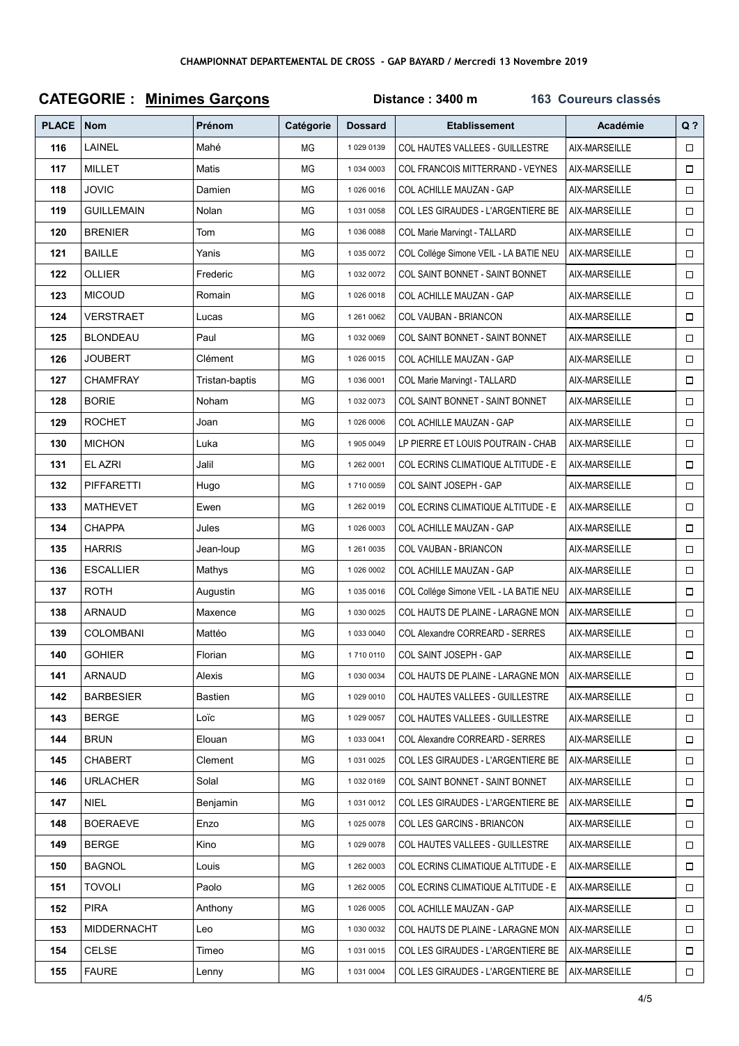**CHAMPIONNAT DEPARTEMENTAL DE CROSS - GAP BAYARD / Mercredi 13 Novembre 2019**

## CATEGORIE : Minimes Garçons Distance : 3400 m 163 Coureurs classés

| PLACE | Nom | Prénom | Catégorie | Dossard | Etablissement | Académie | Q ? |
|---|---|---|---|---|---|---|---|
| 116 | LAINEL | Mahé | MG | 1 029 0139 | COL HAUTES VALLEES - GUILLESTRE | AIX-MARSEILLE | ☐ |
| 117 | MILLET | Matis | MG | 1 034 0003 | COL FRANCOIS MITTERRAND - VEYNES | AIX-MARSEILLE | ☐ |
| 118 | JOVIC | Damien | MG | 1 026 0016 | COL ACHILLE MAUZAN - GAP | AIX-MARSEILLE | ☐ |
| 119 | GUILLEMAIN | Nolan | MG | 1 031 0058 | COL LES GIRAUDES - L'ARGENTIERE BE | AIX-MARSEILLE | ☐ |
| 120 | BRENIER | Tom | MG | 1 036 0088 | COL Marie Marvingt - TALLARD | AIX-MARSEILLE | ☐ |
| 121 | BAILLE | Yanis | MG | 1 035 0072 | COL Collége Simone VEIL - LA BATIE NEU | AIX-MARSEILLE | ☐ |
| 122 | OLLIER | Frederic | MG | 1 032 0072 | COL SAINT BONNET - SAINT BONNET | AIX-MARSEILLE | ☐ |
| 123 | MICOUD | Romain | MG | 1 026 0018 | COL ACHILLE MAUZAN - GAP | AIX-MARSEILLE | ☐ |
| 124 | VERSTRAET | Lucas | MG | 1 261 0062 | COL VAUBAN - BRIANCON | AIX-MARSEILLE | ☐ |
| 125 | BLONDEAU | Paul | MG | 1 032 0069 | COL SAINT BONNET - SAINT BONNET | AIX-MARSEILLE | ☐ |
| 126 | JOUBERT | Clément | MG | 1 026 0015 | COL ACHILLE MAUZAN - GAP | AIX-MARSEILLE | ☐ |
| 127 | CHAMFRAY | Tristan-baptis | MG | 1 036 0001 | COL Marie Marvingt - TALLARD | AIX-MARSEILLE | ☐ |
| 128 | BORIE | Noham | MG | 1 032 0073 | COL SAINT BONNET - SAINT BONNET | AIX-MARSEILLE | ☐ |
| 129 | ROCHET | Joan | MG | 1 026 0006 | COL ACHILLE MAUZAN - GAP | AIX-MARSEILLE | ☐ |
| 130 | MICHON | Luka | MG | 1 905 0049 | LP PIERRE ET LOUIS POUTRAIN - CHAB | AIX-MARSEILLE | ☐ |
| 131 | EL AZRI | Jalil | MG | 1 262 0001 | COL ECRINS CLIMATIQUE ALTITUDE - E | AIX-MARSEILLE | ☐ |
| 132 | PIFFARETTI | Hugo | MG | 1 710 0059 | COL SAINT JOSEPH - GAP | AIX-MARSEILLE | ☐ |
| 133 | MATHEVET | Ewen | MG | 1 262 0019 | COL ECRINS CLIMATIQUE ALTITUDE - E | AIX-MARSEILLE | ☐ |
| 134 | CHAPPA | Jules | MG | 1 026 0003 | COL ACHILLE MAUZAN - GAP | AIX-MARSEILLE | ☐ |
| 135 | HARRIS | Jean-loup | MG | 1 261 0035 | COL VAUBAN - BRIANCON | AIX-MARSEILLE | ☐ |
| 136 | ESCALLIER | Mathys | MG | 1 026 0002 | COL ACHILLE MAUZAN - GAP | AIX-MARSEILLE | ☐ |
| 137 | ROTH | Augustin | MG | 1 035 0016 | COL Collége Simone VEIL - LA BATIE NEU | AIX-MARSEILLE | ☐ |
| 138 | ARNAUD | Maxence | MG | 1 030 0025 | COL HAUTS DE PLAINE - LARAGNE MON | AIX-MARSEILLE | ☐ |
| 139 | COLOMBANI | Mattéo | MG | 1 033 0040 | COL Alexandre CORREARD - SERRES | AIX-MARSEILLE | ☐ |
| 140 | GOHIER | Florian | MG | 1 710 0110 | COL SAINT JOSEPH - GAP | AIX-MARSEILLE | ☐ |
| 141 | ARNAUD | Alexis | MG | 1 030 0034 | COL HAUTS DE PLAINE - LARAGNE MON | AIX-MARSEILLE | ☐ |
| 142 | BARBESIER | Bastien | MG | 1 029 0010 | COL HAUTES VALLEES - GUILLESTRE | AIX-MARSEILLE | ☐ |
| 143 | BERGE | Loïc | MG | 1 029 0057 | COL HAUTES VALLEES - GUILLESTRE | AIX-MARSEILLE | ☐ |
| 144 | BRUN | Elouan | MG | 1 033 0041 | COL Alexandre CORREARD - SERRES | AIX-MARSEILLE | ☐ |
| 145 | CHABERT | Clement | MG | 1 031 0025 | COL LES GIRAUDES - L'ARGENTIERE BE | AIX-MARSEILLE | ☐ |
| 146 | URLACHER | Solal | MG | 1 032 0169 | COL SAINT BONNET - SAINT BONNET | AIX-MARSEILLE | ☐ |
| 147 | NIEL | Benjamin | MG | 1 031 0012 | COL LES GIRAUDES - L'ARGENTIERE BE | AIX-MARSEILLE | ☐ |
| 148 | BOERAEVE | Enzo | MG | 1 025 0078 | COL LES GARCINS - BRIANCON | AIX-MARSEILLE | ☐ |
| 149 | BERGE | Kino | MG | 1 029 0078 | COL HAUTES VALLEES - GUILLESTRE | AIX-MARSEILLE | ☐ |
| 150 | BAGNOL | Louis | MG | 1 262 0003 | COL ECRINS CLIMATIQUE ALTITUDE - E | AIX-MARSEILLE | ☐ |
| 151 | TOVOLI | Paolo | MG | 1 262 0005 | COL ECRINS CLIMATIQUE ALTITUDE - E | AIX-MARSEILLE | ☐ |
| 152 | PIRA | Anthony | MG | 1 026 0005 | COL ACHILLE MAUZAN - GAP | AIX-MARSEILLE | ☐ |
| 153 | MIDDERNACHT | Leo | MG | 1 030 0032 | COL HAUTS DE PLAINE - LARAGNE MON | AIX-MARSEILLE | ☐ |
| 154 | CELSE | Timeo | MG | 1 031 0015 | COL LES GIRAUDES - L'ARGENTIERE BE | AIX-MARSEILLE | ☐ |
| 155 | FAURE | Lenny | MG | 1 031 0004 | COL LES GIRAUDES - L'ARGENTIERE BE | AIX-MARSEILLE | ☐ |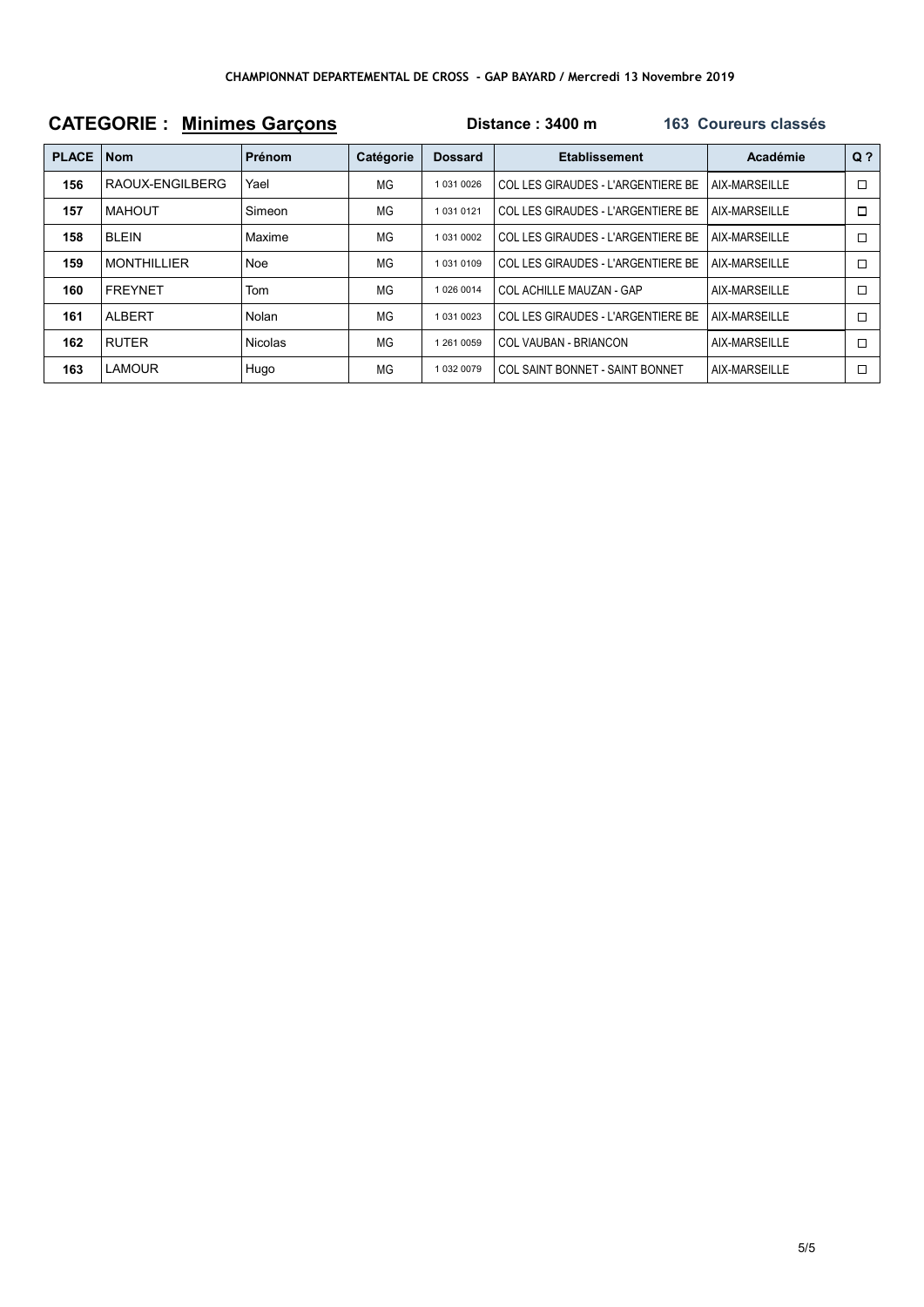**CHAMPIONNAT DEPARTEMENTAL DE CROSS - GAP BAYARD / Mercredi 13 Novembre 2019**

## CATEGORIE : Minimes Garçons

**Distance : 3400 m** — **163 Coureurs classés**

| PLACE | Nom | Prénom | Catégorie | Dossard | Etablissement | Académie | Q ? |
|---|---|---|---|---|---|---|---|
| 156 | RAOUX-ENGILBERG | Yael | MG | 1 031 0026 | COL LES GIRAUDES - L'ARGENTIERE BE | AIX-MARSEILLE | ☐ |
| 157 | MAHOUT | Simeon | MG | 1 031 0121 | COL LES GIRAUDES - L'ARGENTIERE BE | AIX-MARSEILLE | ☐ |
| 158 | BLEIN | Maxime | MG | 1 031 0002 | COL LES GIRAUDES - L'ARGENTIERE BE | AIX-MARSEILLE | ☐ |
| 159 | MONTHILLIER | Noe | MG | 1 031 0109 | COL LES GIRAUDES - L'ARGENTIERE BE | AIX-MARSEILLE | ☐ |
| 160 | FREYNET | Tom | MG | 1 026 0014 | COL ACHILLE MAUZAN - GAP | AIX-MARSEILLE | ☐ |
| 161 | ALBERT | Nolan | MG | 1 031 0023 | COL LES GIRAUDES - L'ARGENTIERE BE | AIX-MARSEILLE | ☐ |
| 162 | RUTER | Nicolas | MG | 1 261 0059 | COL VAUBAN - BRIANCON | AIX-MARSEILLE | ☐ |
| 163 | LAMOUR | Hugo | MG | 1 032 0079 | COL SAINT BONNET - SAINT BONNET | AIX-MARSEILLE | ☐ |